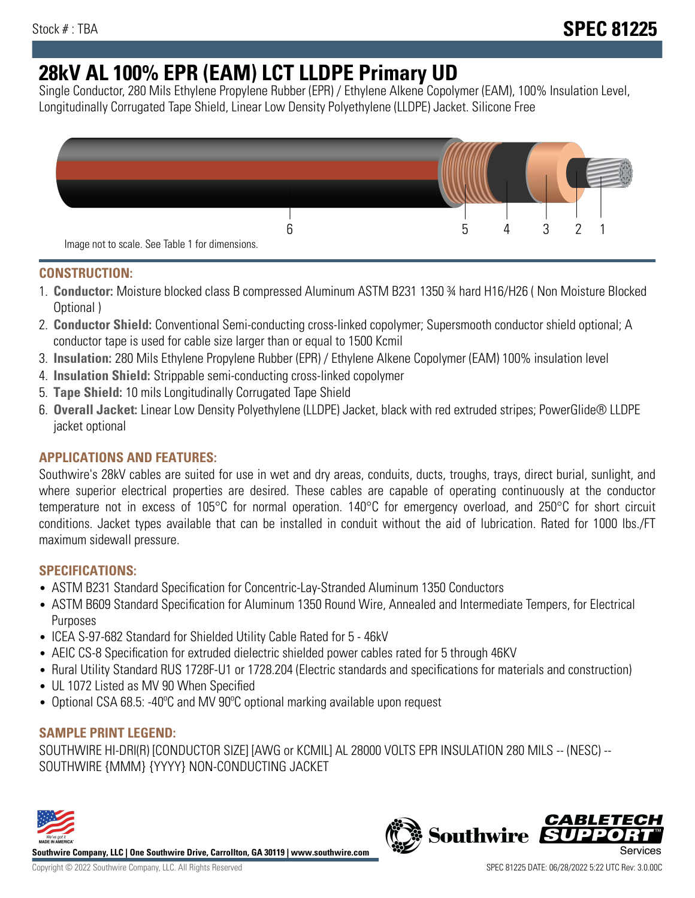Stock # : TBA

**SPEC 81225**

# 28kV AL 100% EPR (EAM) LCT LLDPE Primary UD

Single Conductor, 280 Mils Ethylene Propylene Rubber (EPR) / Ethylene Alkene Copolymer (EAM), 100% Insulation Level, Longitudinally Corrugated Tape Shield, Linear Low Density Polyethylene (LLDPE) Jacket. Silicone Free

6 5 4 3 2 1

Image not to scale. See Table 1 for dimensions.

## CONSTRUCTION:

1. **Conductor:** Moisture blocked class B compressed Aluminum ASTM B231 1350 ¾ hard H16/H26 ( Non Moisture Blocked Optional )
2. **Conductor Shield:** Conventional Semi-conducting cross-linked copolymer; Supersmooth conductor shield optional; A conductor tape is used for cable size larger than or equal to 1500 Kcmil
3. **Insulation:** 280 Mils Ethylene Propylene Rubber (EPR) / Ethylene Alkene Copolymer (EAM) 100% insulation level
4. **Insulation Shield:** Strippable semi-conducting cross-linked copolymer
5. **Tape Shield:** 10 mils Longitudinally Corrugated Tape Shield
6. **Overall Jacket:** Linear Low Density Polyethylene (LLDPE) Jacket, black with red extruded stripes; PowerGlide® LLDPE jacket optional

## APPLICATIONS AND FEATURES:

Southwire's 28kV cables are suited for use in wet and dry areas, conduits, ducts, troughs, trays, direct burial, sunlight, and where superior electrical properties are desired. These cables are capable of operating continuously at the conductor temperature not in excess of 105°C for normal operation. 140°C for emergency overload, and 250°C for short circuit conditions. Jacket types available that can be installed in conduit without the aid of lubrication. Rated for 1000 lbs./FT maximum sidewall pressure.

## SPECIFICATIONS:

- ASTM B231 Standard Specification for Concentric-Lay-Stranded Aluminum 1350 Conductors
- ASTM B609 Standard Specification for Aluminum 1350 Round Wire, Annealed and Intermediate Tempers, for Electrical Purposes
- ICEA S-97-682 Standard for Shielded Utility Cable Rated for 5 - 46kV
- AEIC CS-8 Specification for extruded dielectric shielded power cables rated for 5 through 46KV
- Rural Utility Standard RUS 1728F-U1 or 1728.204 (Electric standards and specifications for materials and construction)
- UL 1072 Listed as MV 90 When Specified
- Optional CSA 68.5: -40ºC and MV 90ºC optional marking available upon request

## SAMPLE PRINT LEGEND:

SOUTHWIRE HI-DRI(R) [CONDUCTOR SIZE] [AWG or KCMIL] AL 28000 VOLTS EPR INSULATION 280 MILS -- (NESC) -- SOUTHWIRE {MMM} {YYYY} NON-CONDUCTING JACKET

**Southwire Company, LLC | One Southwire Drive, Carrollton, GA 30119 | www.southwire.com**

Copyright © 2022 Southwire Company, LLC. All Rights Reserved

SPEC 81225 DATE: 06/28/2022 5:22 UTC Rev: 3.0.00C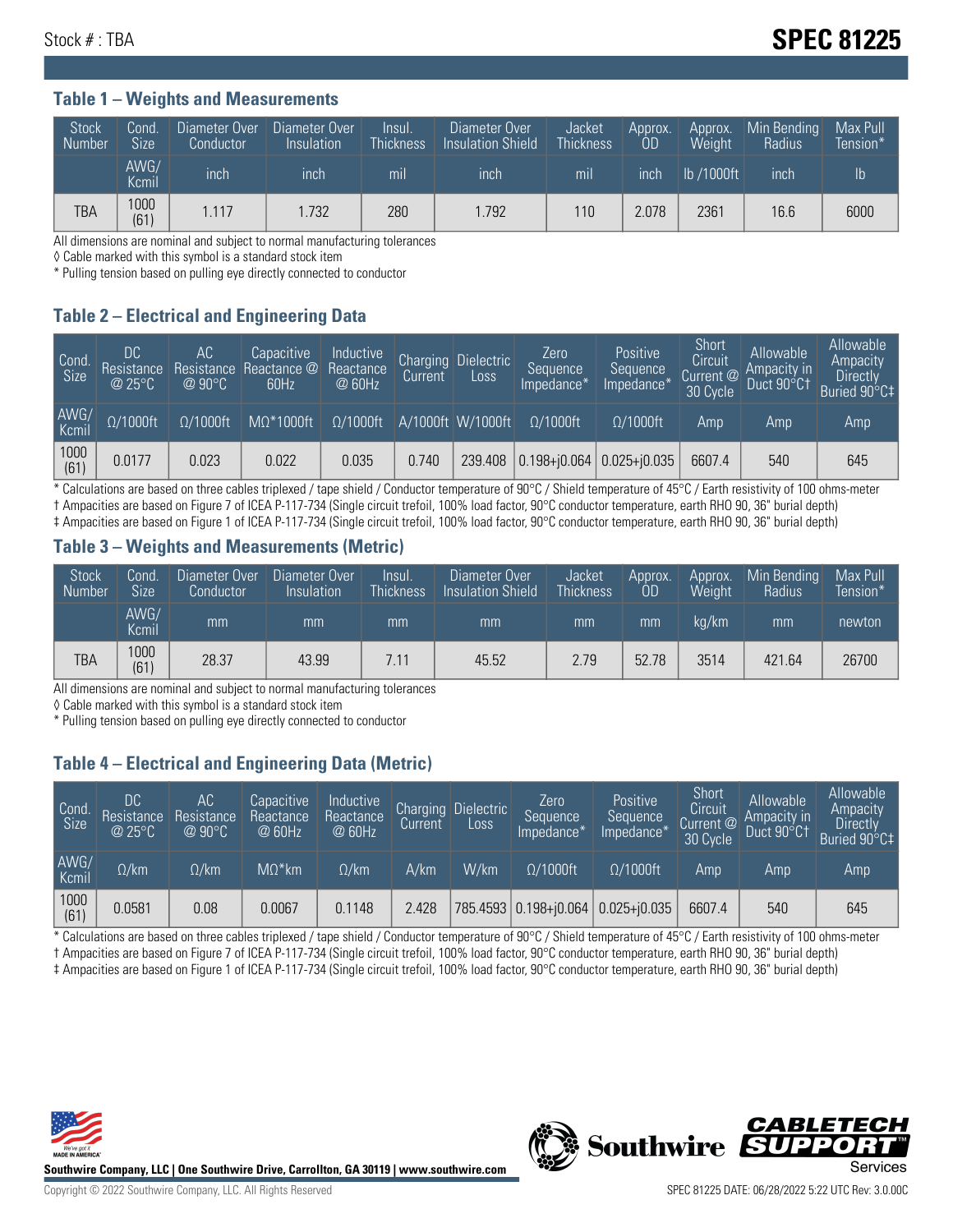Stock # : TBA

**SPEC 81225**

### Table 1 – Weights and Measurements

| Stock Number | Cond. Size | Diameter Over Conductor | Diameter Over Insulation | Insul. Thickness | Diameter Over Insulation Shield | Jacket Thickness | Approx. OD | Approx. Weight | Min Bending Radius | Max Pull Tension* |
|---|---|---|---|---|---|---|---|---|---|---|
| | AWG/ Kcmil | inch | inch | mil | inch | mil | inch | lb /1000ft | inch | lb |
| TBA | 1000 (61) | 1.117 | 1.732 | 280 | 1.792 | 110 | 2.078 | 2361 | 16.6 | 6000 |

All dimensions are nominal and subject to normal manufacturing tolerances

◊ Cable marked with this symbol is a standard stock item

* Pulling tension based on pulling eye directly connected to conductor

### Table 2 – Electrical and Engineering Data

| Cond. Size | DC Resistance @ 25°C | AC Resistance @ 90°C | Capacitive Reactance @ 60Hz | Inductive Reactance @ 60Hz | Charging Current | Dielectric Loss | Zero Sequence Impedance* | Positive Sequence Impedance* | Short Circuit Current @ 30 Cycle | Allowable Ampacity in Duct 90°C† | Allowable Ampacity Directly Buried 90°C‡ |
|---|---|---|---|---|---|---|---|---|---|---|---|
| AWG/ Kcmil | Ω/1000ft | Ω/1000ft | MΩ*1000ft | Ω/1000ft | A/1000ft | W/1000ft | Ω/1000ft | Ω/1000ft | Amp | Amp | Amp |
| 1000 (61) | 0.0177 | 0.023 | 0.022 | 0.035 | 0.740 | 239.408 | 0.198+j0.064 | 0.025+j0.035 | 6607.4 | 540 | 645 |

* Calculations are based on three cables triplexed / tape shield / Conductor temperature of 90°C / Shield temperature of 45°C / Earth resistivity of 100 ohms-meter

† Ampacities are based on Figure 7 of ICEA P-117-734 (Single circuit trefoil, 100% load factor, 90°C conductor temperature, earth RHO 90, 36" burial depth)

‡ Ampacities are based on Figure 1 of ICEA P-117-734 (Single circuit trefoil, 100% load factor, 90°C conductor temperature, earth RHO 90, 36" burial depth)

### Table 3 – Weights and Measurements (Metric)

| Stock Number | Cond. Size | Diameter Over Conductor | Diameter Over Insulation | Insul. Thickness | Diameter Over Insulation Shield | Jacket Thickness | Approx. OD | Approx. Weight | Min Bending Radius | Max Pull Tension* |
|---|---|---|---|---|---|---|---|---|---|---|
| | AWG/ Kcmil | mm | mm | mm | mm | mm | mm | kg/km | mm | newton |
| TBA | 1000 (61) | 28.37 | 43.99 | 7.11 | 45.52 | 2.79 | 52.78 | 3514 | 421.64 | 26700 |

All dimensions are nominal and subject to normal manufacturing tolerances

◊ Cable marked with this symbol is a standard stock item

* Pulling tension based on pulling eye directly connected to conductor

### Table 4 – Electrical and Engineering Data (Metric)

| Cond. Size | DC Resistance @ 25°C | AC Resistance @ 90°C | Capacitive Reactance @ 60Hz | Inductive Reactance @ 60Hz | Charging Current | Dielectric Loss | Zero Sequence Impedance* | Positive Sequence Impedance* | Short Circuit Current @ 30 Cycle | Allowable Ampacity in Duct 90°C† | Allowable Ampacity Directly Buried 90°C‡ |
|---|---|---|---|---|---|---|---|---|---|---|---|
| AWG/ Kcmil | Ω/km | Ω/km | MΩ*km | Ω/km | A/km | W/km | Ω/1000ft | Ω/1000ft | Amp | Amp | Amp |
| 1000 (61) | 0.0581 | 0.08 | 0.0067 | 0.1148 | 2.428 | 785.4593 | 0.198+j0.064 | 0.025+j0.035 | 6607.4 | 540 | 645 |

* Calculations are based on three cables triplexed / tape shield / Conductor temperature of 90°C / Shield temperature of 45°C / Earth resistivity of 100 ohms-meter

† Ampacities are based on Figure 7 of ICEA P-117-734 (Single circuit trefoil, 100% load factor, 90°C conductor temperature, earth RHO 90, 36" burial depth)

‡ Ampacities are based on Figure 1 of ICEA P-117-734 (Single circuit trefoil, 100% load factor, 90°C conductor temperature, earth RHO 90, 36" burial depth)

**Southwire Company, LLC | One Southwire Drive, Carrollton, GA 30119 | www.southwire.com**

Copyright © 2022 Southwire Company, LLC. All Rights Reserved

SPEC 81225 DATE: 06/28/2022 5:22 UTC Rev: 3.0.00C